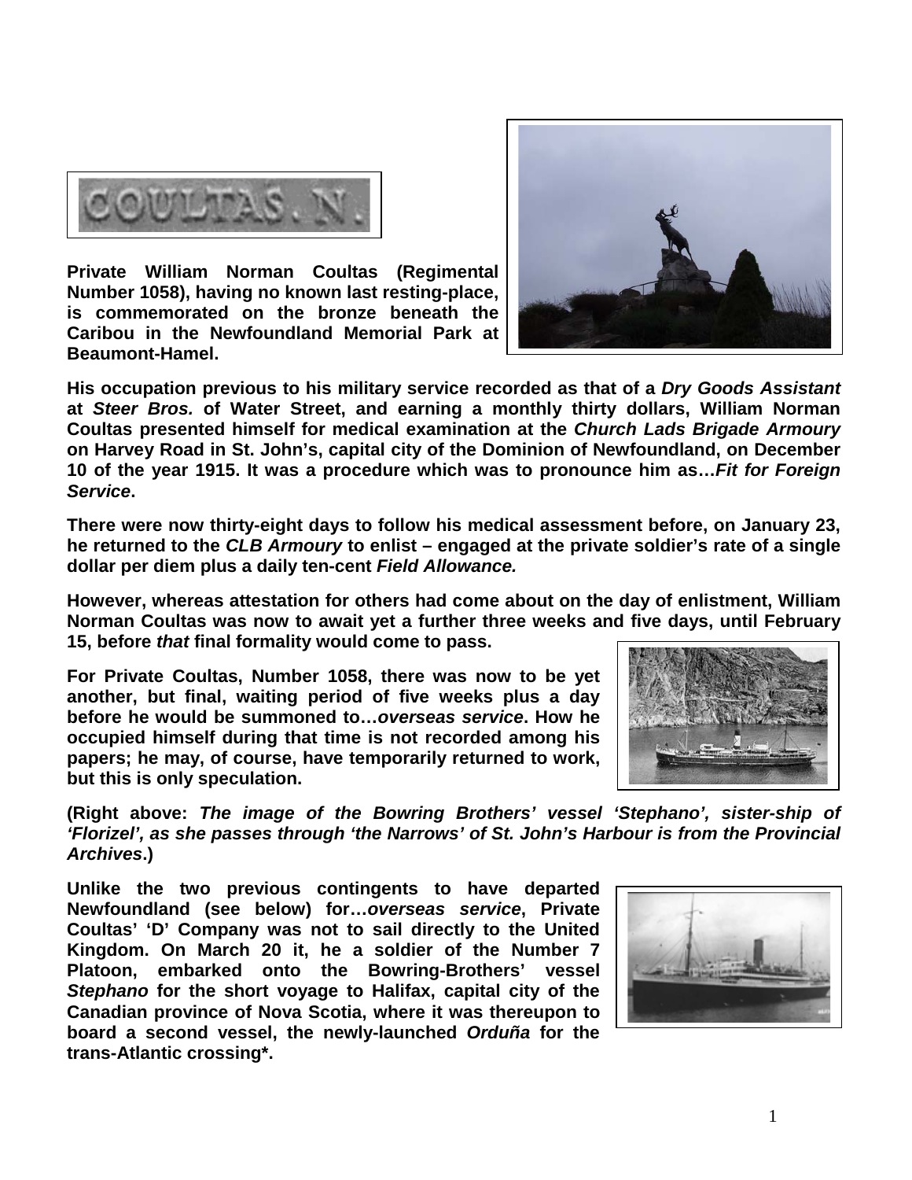**Private William Norman Coultas (Regimental Number 1058), having no known last resting-place, is commemorated on the bronze beneath the Caribou in the Newfoundland Memorial Park at Beaumont-Hamel.**

**His occupation previous to his military service recorded as that of a *Dry Goods Assistant* at *Steer Bros.* of Water Street, and earning a monthly thirty dollars, William Norman Coultas presented himself for medical examination at the *Church Lads Brigade Armoury* on Harvey Road in St. John's, capital city of the Dominion of Newfoundland, on December 10 of the year 1915. It was a procedure which was to pronounce him as…*Fit for Foreign Service*.**

**There were now thirty-eight days to follow his medical assessment before, on January 23, he returned to the *CLB Armoury* to enlist – engaged at the private soldier's rate of a single dollar per diem plus a daily ten-cent *Field Allowance.***

**However, whereas attestation for others had come about on the day of enlistment, William Norman Coultas was now to await yet a further three weeks and five days, until February 15, before *that* final formality would come to pass.**

**For Private Coultas, Number 1058, there was now to be yet another, but final, waiting period of five weeks plus a day before he would be summoned to…*overseas service*. How he occupied himself during that time is not recorded among his papers; he may, of course, have temporarily returned to work, but this is only speculation.**

**(Right above: *The image of the Bowring Brothers' vessel 'Stephano', sister-ship of 'Florizel', as she passes through 'the Narrows' of St. John's Harbour is from the Provincial Archives*.)**

**Unlike the two previous contingents to have departed Newfoundland (see below) for…*overseas service*, Private Coultas' 'D' Company was not to sail directly to the United Kingdom. On March 20 it, he a soldier of the Number 7 Platoon, embarked onto the Bowring-Brothers' vessel *Stephano* for the short voyage to Halifax, capital city of the Canadian province of Nova Scotia, where it was thereupon to board a second vessel, the newly-launched *Orduña* for the trans-Atlantic crossing*.**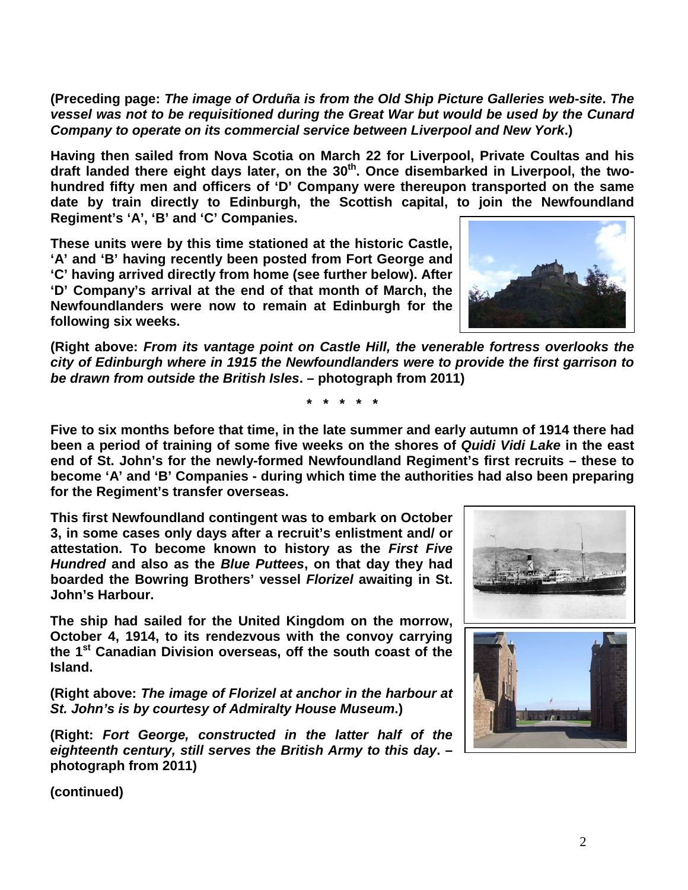(Preceding page: ***The image of Orduña is from the Old Ship Picture Galleries web-site*. *The vessel was not to be requisitioned during the Great War but would be used by the Cunard Company to operate on its commercial service between Liverpool and New York*.)**

**Having then sailed from Nova Scotia on March 22 for Liverpool, Private Coultas and his draft landed there eight days later, on the 30th. Once disembarked in Liverpool, the two-hundred fifty men and officers of 'D' Company were thereupon transported on the same date by train directly to Edinburgh, the Scottish capital, to join the Newfoundland Regiment's 'A', 'B' and 'C' Companies.**

**These units were by this time stationed at the historic Castle, 'A' and 'B' having recently been posted from Fort George and 'C' having arrived directly from home (see further below). After 'D' Company's arrival at the end of that month of March, the Newfoundlanders were now to remain at Edinburgh for the following six weeks.**

**(Right above: *From its vantage point on Castle Hill, the venerable fortress overlooks the city of Edinburgh where in 1915 the Newfoundlanders were to provide the first garrison to be drawn from outside the British Isles*. – photograph from 2011)**

**\* \* \* \* \***

**Five to six months before that time, in the late summer and early autumn of 1914 there had been a period of training of some five weeks on the shores of *Quidi Vidi Lake* in the east end of St. John's for the newly-formed Newfoundland Regiment's first recruits – these to become 'A' and 'B' Companies - during which time the authorities had also been preparing for the Regiment's transfer overseas.**

**This first Newfoundland contingent was to embark on October 3, in some cases only days after a recruit's enlistment and/ or attestation. To become known to history as the *First Five Hundred* and also as the *Blue Puttees*, on that day they had boarded the Bowring Brothers' vessel *Florizel* awaiting in St. John's Harbour.**

**The ship had sailed for the United Kingdom on the morrow, October 4, 1914, to its rendezvous with the convoy carrying the 1st Canadian Division overseas, off the south coast of the Island.**

**(Right above: *The image of Florizel at anchor in the harbour at St. John's is by courtesy of Admiralty House Museum*.)**

**(Right: *Fort George, constructed in the latter half of the eighteenth century, still serves the British Army to this day*. – photograph from 2011)**

**(continued)**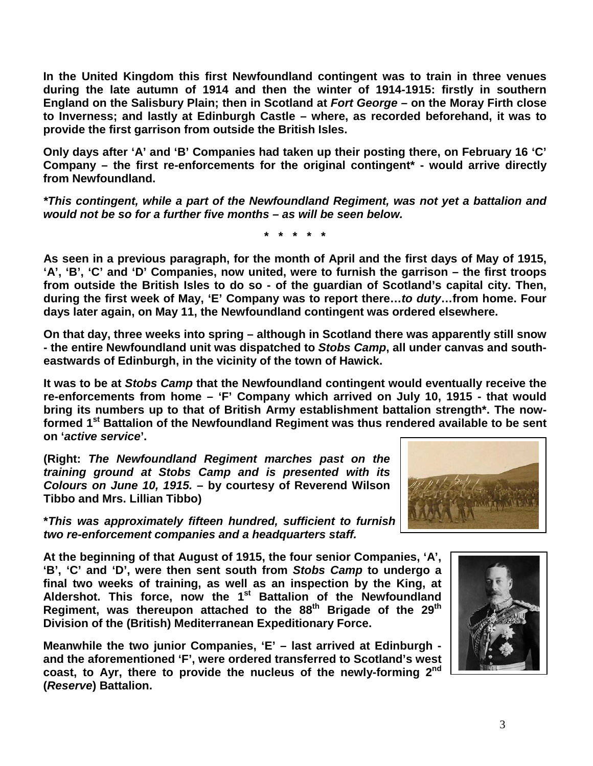**In the United Kingdom this first Newfoundland contingent was to train in three venues during the late autumn of 1914 and then the winter of 1914-1915: firstly in southern England on the Salisbury Plain; then in Scotland at *Fort George* – on the Moray Firth close to Inverness; and lastly at Edinburgh Castle – where, as recorded beforehand, it was to provide the first garrison from outside the British Isles.**

**Only days after 'A' and 'B' Companies had taken up their posting there, on February 16 'C' Company – the first re-enforcements for the original contingent* - would arrive directly from Newfoundland.**

***\*This contingent, while a part of the Newfoundland Regiment, was not yet a battalion and would not be so for a further five months – as will be seen below.***

**\* \* \* \* \***

**As seen in a previous paragraph, for the month of April and the first days of May of 1915, 'A', 'B', 'C' and 'D' Companies, now united, were to furnish the garrison – the first troops from outside the British Isles to do so - of the guardian of Scotland's capital city. Then, during the first week of May, 'E' Company was to report there…*to duty*…from home. Four days later again, on May 11, the Newfoundland contingent was ordered elsewhere.**

**On that day, three weeks into spring – although in Scotland there was apparently still snow - the entire Newfoundland unit was dispatched to *Stobs Camp*, all under canvas and south-eastwards of Edinburgh, in the vicinity of the town of Hawick.**

**It was to be at *Stobs Camp* that the Newfoundland contingent would eventually receive the re-enforcements from home – 'F' Company which arrived on July 10, 1915 - that would bring its numbers up to that of British Army establishment battalion strength*. The now-formed 1st Battalion of the Newfoundland Regiment was thus rendered available to be sent on '*active service*'.**

**(Right: *The Newfoundland Regiment marches past on the training ground at Stobs Camp and is presented with its Colours on June 10, 1915.* – by courtesy of Reverend Wilson Tibbo and Mrs. Lillian Tibbo)**

***\*This was approximately fifteen hundred, sufficient to furnish two re-enforcement companies and a headquarters staff.***

**At the beginning of that August of 1915, the four senior Companies, 'A', 'B', 'C' and 'D', were then sent south from *Stobs Camp* to undergo a final two weeks of training, as well as an inspection by the King, at Aldershot. This force, now the 1st Battalion of the Newfoundland Regiment, was thereupon attached to the 88th Brigade of the 29th Division of the (British) Mediterranean Expeditionary Force.**

**Meanwhile the two junior Companies, 'E' – last arrived at Edinburgh - and the aforementioned 'F', were ordered transferred to Scotland's west coast, to Ayr, there to provide the nucleus of the newly-forming 2nd (*Reserve*) Battalion.**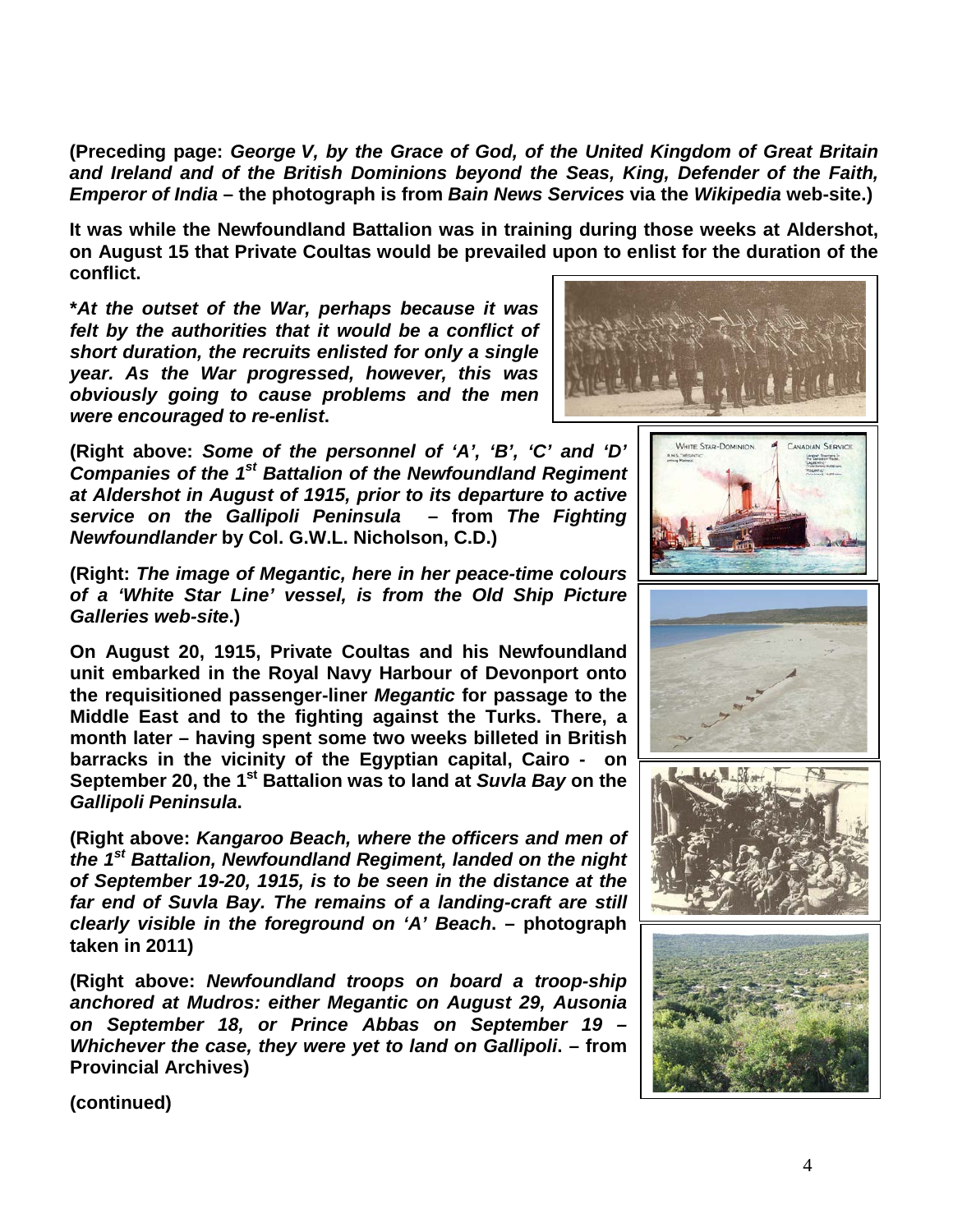**(Preceding page: *George V, by the Grace of God, of the United Kingdom of Great Britain and Ireland and of the British Dominions beyond the Seas, King, Defender of the Faith, Emperor of India* – the photograph is from *Bain News Services* via the *Wikipedia* web-site.)**

**It was while the Newfoundland Battalion was in training during those weeks at Aldershot, on August 15 that Private Coultas would be prevailed upon to enlist for the duration of the conflict.**

***At the outset of the War, perhaps because it was felt by the authorities that it would be a conflict of short duration, the recruits enlisted for only a single year. As the War progressed, however, this was obviously going to cause problems and the men were encouraged to re-enlist*.**

**(Right above: *Some of the personnel of 'A', 'B', 'C' and 'D' Companies of the 1st Battalion of the Newfoundland Regiment at Aldershot in August of 1915, prior to its departure to active service on the Gallipoli Peninsula* – from *The Fighting Newfoundlander* by Col. G.W.L. Nicholson, C.D.)**

**(Right: *The image of Megantic, here in her peace-time colours of a 'White Star Line' vessel, is from the Old Ship Picture Galleries web-site*.)**

**On August 20, 1915, Private Coultas and his Newfoundland unit embarked in the Royal Navy Harbour of Devonport onto the requisitioned passenger-liner *Megantic* for passage to the Middle East and to the fighting against the Turks. There, a month later – having spent some two weeks billeted in British barracks in the vicinity of the Egyptian capital, Cairo - on September 20, the 1st Battalion was to land at *Suvla Bay* on the *Gallipoli Peninsula*.**

**(Right above: *Kangaroo Beach, where the officers and men of the 1st Battalion, Newfoundland Regiment, landed on the night of September 19-20, 1915, is to be seen in the distance at the far end of Suvla Bay. The remains of a landing-craft are still clearly visible in the foreground on 'A' Beach*. – photograph taken in 2011)**

**(Right above: *Newfoundland troops on board a troop-ship anchored at Mudros: either Megantic on August 29, Ausonia on September 18, or Prince Abbas on September 19 – Whichever the case, they were yet to land on Gallipoli*. – from Provincial Archives)**

**(continued)**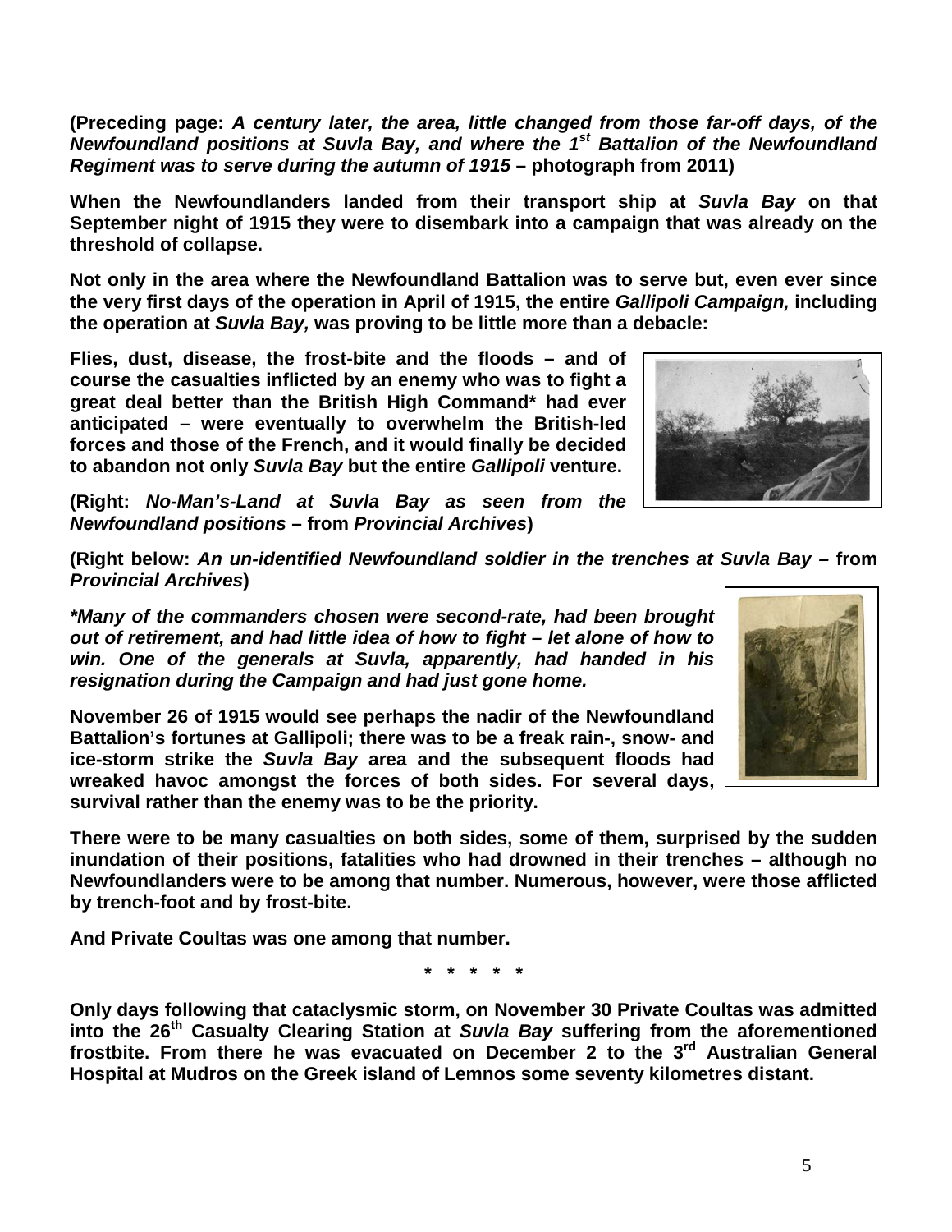**(Preceding page: *A century later, the area, little changed from those far-off days, of the Newfoundland positions at Suvla Bay, and where the 1st Battalion of the Newfoundland Regiment was to serve during the autumn of 1915* – photograph from 2011)**

**When the Newfoundlanders landed from their transport ship at *Suvla Bay* on that September night of 1915 they were to disembark into a campaign that was already on the threshold of collapse.**

**Not only in the area where the Newfoundland Battalion was to serve but, even ever since the very first days of the operation in April of 1915, the entire *Gallipoli Campaign,* including the operation at *Suvla Bay,* was proving to be little more than a debacle:**

**Flies, dust, disease, the frost-bite and the floods – and of course the casualties inflicted by an enemy who was to fight a great deal better than the British High Command* had ever anticipated – were eventually to overwhelm the British-led forces and those of the French, and it would finally be decided to abandon not only *Suvla Bay* but the entire *Gallipoli* venture.**

**(Right: *No-Man's-Land at Suvla Bay as seen from the Newfoundland positions* – from *Provincial Archives*)**

**(Right below: *An un-identified Newfoundland soldier in the trenches at Suvla Bay* – from *Provincial Archives*)**

***\*Many of the commanders chosen were second-rate, had been brought out of retirement, and had little idea of how to fight – let alone of how to win. One of the generals at Suvla, apparently, had handed in his resignation during the Campaign and had just gone home.***

**November 26 of 1915 would see perhaps the nadir of the Newfoundland Battalion's fortunes at Gallipoli; there was to be a freak rain-, snow- and ice-storm strike the *Suvla Bay* area and the subsequent floods had wreaked havoc amongst the forces of both sides. For several days, survival rather than the enemy was to be the priority.**

**There were to be many casualties on both sides, some of them, surprised by the sudden inundation of their positions, fatalities who had drowned in their trenches – although no Newfoundlanders were to be among that number. Numerous, however, were those afflicted by trench-foot and by frost-bite.**

**And Private Coultas was one among that number.**

**\* \* \* \* \***

**Only days following that cataclysmic storm, on November 30 Private Coultas was admitted into the 26th Casualty Clearing Station at *Suvla Bay* suffering from the aforementioned frostbite. From there he was evacuated on December 2 to the 3rd Australian General Hospital at Mudros on the Greek island of Lemnos some seventy kilometres distant.**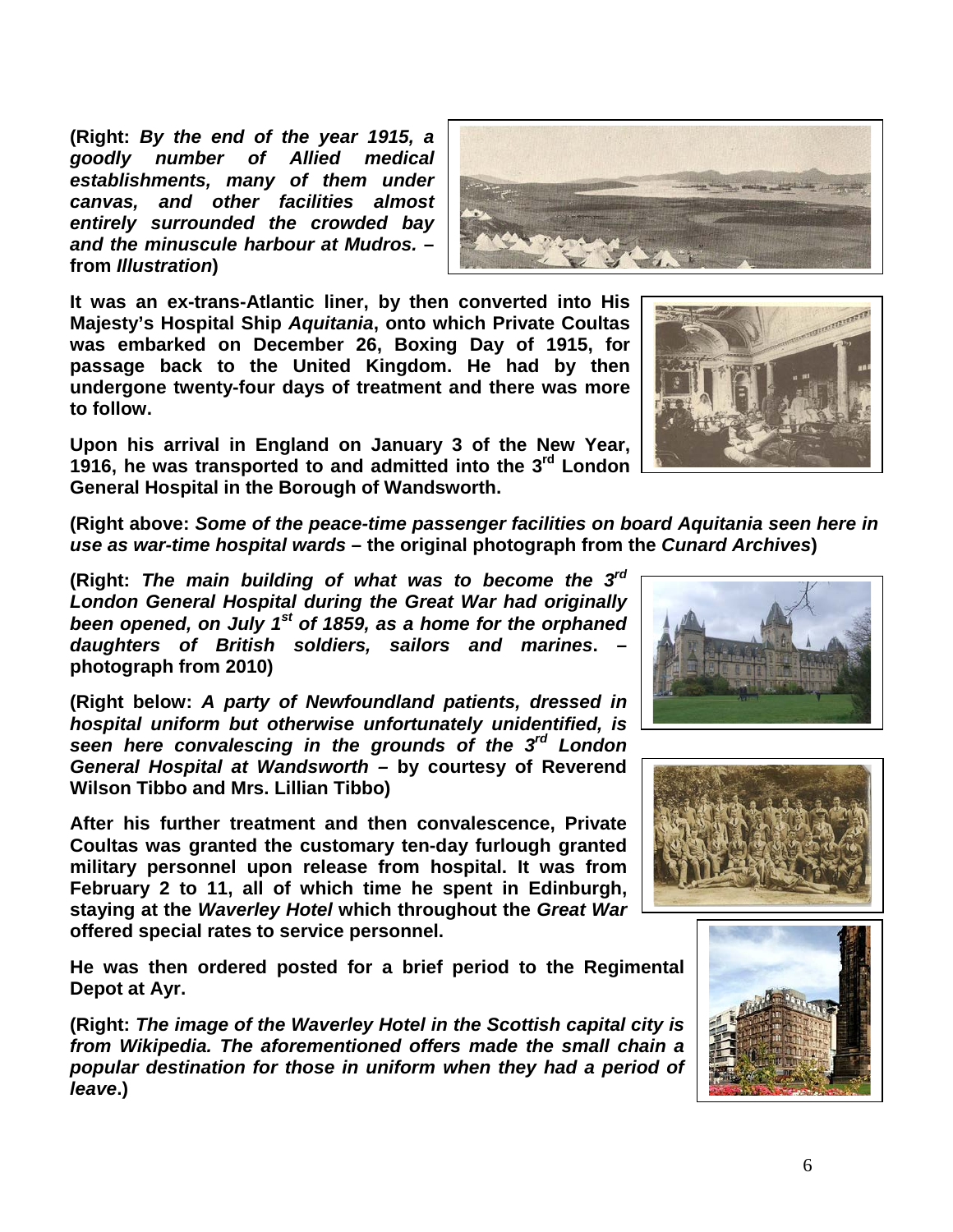**(Right: *By the end of the year 1915, a goodly number of Allied medical establishments, many of them under canvas, and other facilities almost entirely surrounded the crowded bay and the minuscule harbour at Mudros.* – from *Illustration*)**

**It was an ex-trans-Atlantic liner, by then converted into His Majesty's Hospital Ship *Aquitania*, onto which Private Coultas was embarked on December 26, Boxing Day of 1915, for passage back to the United Kingdom. He had by then undergone twenty-four days of treatment and there was more to follow.**

**Upon his arrival in England on January 3 of the New Year, 1916, he was transported to and admitted into the 3rd London General Hospital in the Borough of Wandsworth.**

**(Right above: *Some of the peace-time passenger facilities on board Aquitania seen here in use as war-time hospital wards* – the original photograph from the *Cunard Archives*)**

**(Right: *The main building of what was to become the 3rd London General Hospital during the Great War had originally been opened, on July 1st of 1859, as a home for the orphaned daughters of British soldiers, sailors and marines*. – photograph from 2010)**

**(Right below: *A party of Newfoundland patients, dressed in hospital uniform but otherwise unfortunately unidentified, is seen here convalescing in the grounds of the 3rd London General Hospital at Wandsworth* – by courtesy of Reverend Wilson Tibbo and Mrs. Lillian Tibbo)**

**After his further treatment and then convalescence, Private Coultas was granted the customary ten-day furlough granted military personnel upon release from hospital. It was from February 2 to 11, all of which time he spent in Edinburgh, staying at the *Waverley Hotel* which throughout the *Great War* offered special rates to service personnel.**

**He was then ordered posted for a brief period to the Regimental Depot at Ayr.**

**(Right: *The image of the Waverley Hotel in the Scottish capital city is from Wikipedia. The aforementioned offers made the small chain a popular destination for those in uniform when they had a period of leave*.)**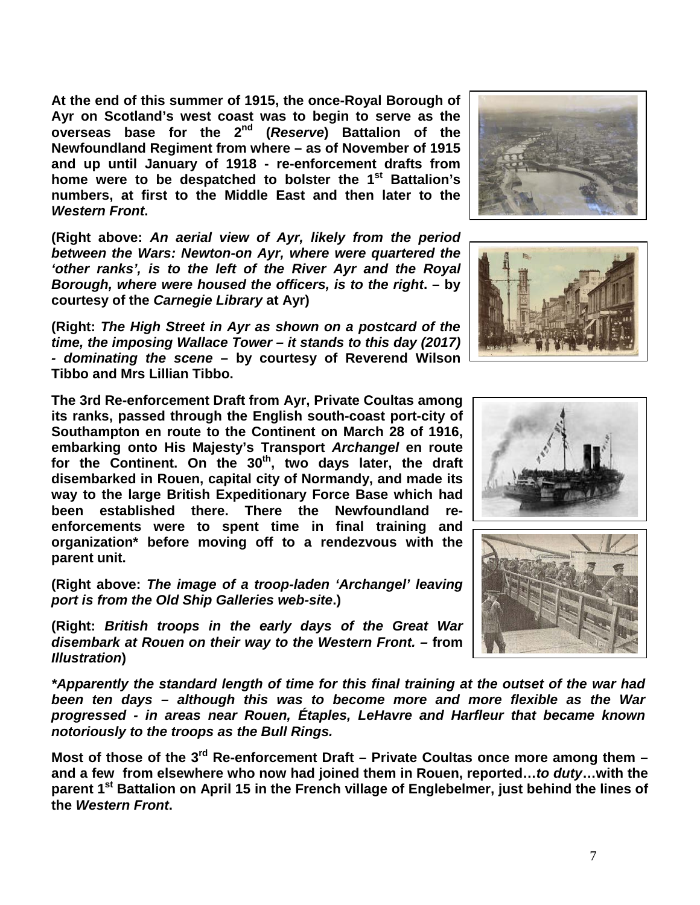**At the end of this summer of 1915, the once-Royal Borough of Ayr on Scotland's west coast was to begin to serve as the overseas base for the 2nd (*Reserve*) Battalion of the Newfoundland Regiment from where – as of November of 1915 and up until January of 1918 - re-enforcement drafts from home were to be despatched to bolster the 1st Battalion's numbers, at first to the Middle East and then later to the *Western Front*.**

**(Right above: *An aerial view of Ayr, likely from the period between the Wars: Newton-on Ayr, where were quartered the 'other ranks', is to the left of the River Ayr and the Royal Borough, where were housed the officers, is to the right*. – by courtesy of the *Carnegie Library* at Ayr)**

**(Right: *The High Street in Ayr as shown on a postcard of the time, the imposing Wallace Tower – it stands to this day (2017) - dominating the scene* – by courtesy of Reverend Wilson Tibbo and Mrs Lillian Tibbo.**

**The 3rd Re-enforcement Draft from Ayr, Private Coultas among its ranks, passed through the English south-coast port-city of Southampton en route to the Continent on March 28 of 1916, embarking onto His Majesty's Transport *Archangel* en route for the Continent. On the 30th, two days later, the draft disembarked in Rouen, capital city of Normandy, and made its way to the large British Expeditionary Force Base which had been established there. There the Newfoundland re-enforcements were to spent time in final training and organization\* before moving off to a rendezvous with the parent unit.**

**(Right above: *The image of a troop-laden 'Archangel' leaving port is from the Old Ship Galleries web-site*.)**

**(Right: *British troops in the early days of the Great War disembark at Rouen on their way to the Western Front.* – from *Illustration*)**

***\*Apparently the standard length of time for this final training at the outset of the war had been ten days – although this was to become more and more flexible as the War progressed - in areas near Rouen, Étaples, LeHavre and Harfleur that became known notoriously to the troops as the Bull Rings.***

**Most of those of the 3rd Re-enforcement Draft – Private Coultas once more among them – and a few from elsewhere who now had joined them in Rouen, reported…*to duty*…with the parent 1st Battalion on April 15 in the French village of Englebelmer, just behind the lines of the *Western Front*.**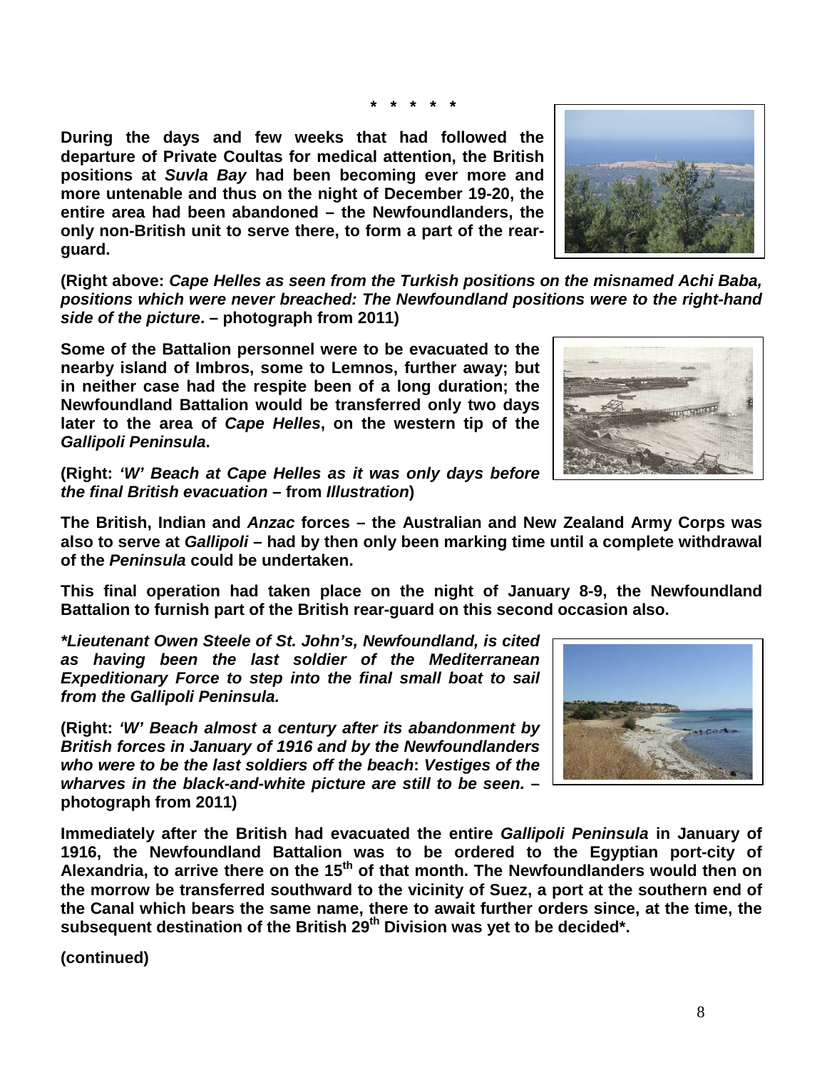\* \* \* \* \*

**During the days and few weeks that had followed the departure of Private Coultas for medical attention, the British positions at *Suvla Bay* had been becoming ever more and more untenable and thus on the night of December 19-20, the entire area had been abandoned – the Newfoundlanders, the only non-British unit to serve there, to form a part of the rear-guard.**

**(Right above: *Cape Helles as seen from the Turkish positions on the misnamed Achi Baba, positions which were never breached: The Newfoundland positions were to the right-hand side of the picture*. – photograph from 2011)**

**Some of the Battalion personnel were to be evacuated to the nearby island of Imbros, some to Lemnos, further away; but in neither case had the respite been of a long duration; the Newfoundland Battalion would be transferred only two days later to the area of *Cape Helles*, on the western tip of the *Gallipoli Peninsula*.**

**(Right: *'W' Beach at Cape Helles as it was only days before the final British evacuation* – from *Illustration*)**

**The British, Indian and *Anzac* forces – the Australian and New Zealand Army Corps was also to serve at *Gallipoli* – had by then only been marking time until a complete withdrawal of the *Peninsula* could be undertaken.**

**This final operation had taken place on the night of January 8-9, the Newfoundland Battalion to furnish part of the British rear-guard on this second occasion also.**

***\*Lieutenant Owen Steele of St. John's, Newfoundland, is cited as having been the last soldier of the Mediterranean Expeditionary Force to step into the final small boat to sail from the Gallipoli Peninsula.***

**(Right: *'W' Beach almost a century after its abandonment by British forces in January of 1916 and by the Newfoundlanders who were to be the last soldiers off the beach*: *Vestiges of the wharves in the black-and-white picture are still to be seen.* – photograph from 2011)**

**Immediately after the British had evacuated the entire *Gallipoli Peninsula* in January of 1916, the Newfoundland Battalion was to be ordered to the Egyptian port-city of Alexandria, to arrive there on the 15th of that month. The Newfoundlanders would then on the morrow be transferred southward to the vicinity of Suez, a port at the southern end of the Canal which bears the same name, there to await further orders since, at the time, the subsequent destination of the British 29th Division was yet to be decided\*.**

**(continued)**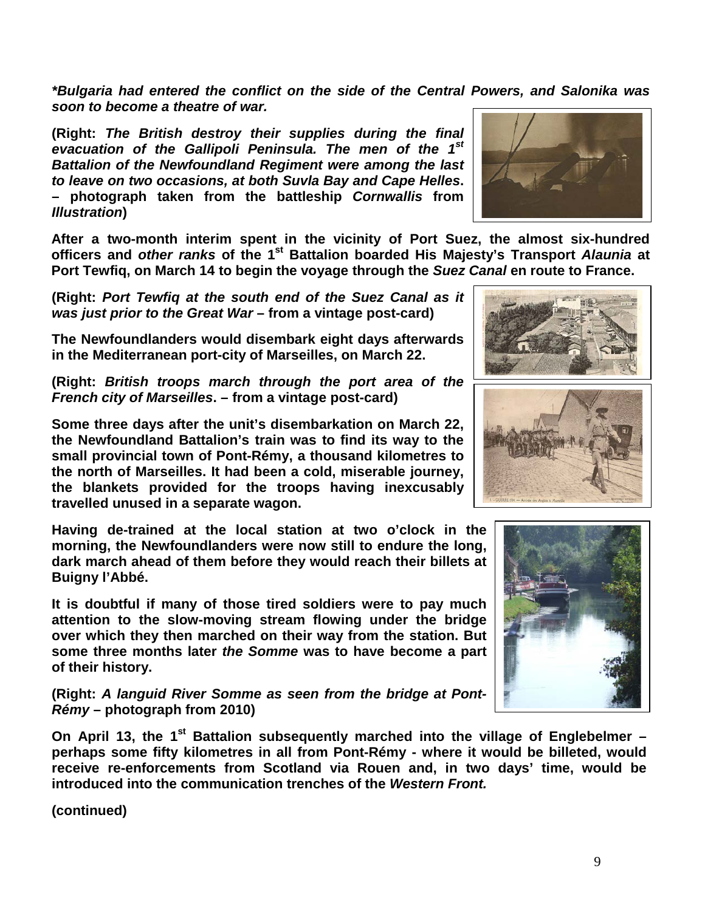***Bulgaria had entered the conflict on the side of the Central Powers, and Salonika was soon to become a theatre of war.***

**(Right: *The British destroy their supplies during the final evacuation of the Gallipoli Peninsula. The men of the 1st Battalion of the Newfoundland Regiment were among the last to leave on two occasions, at both Suvla Bay and Cape Helles*. – photograph taken from the battleship *Cornwallis* from *Illustration*)**

**After a two-month interim spent in the vicinity of Port Suez, the almost six-hundred officers and *other ranks* of the 1st Battalion boarded His Majesty's Transport *Alaunia* at Port Tewfiq, on March 14 to begin the voyage through the *Suez Canal* en route to France.**

**(Right: *Port Tewfiq at the south end of the Suez Canal as it was just prior to the Great War* – from a vintage post-card)**

**The Newfoundlanders would disembark eight days afterwards in the Mediterranean port-city of Marseilles, on March 22.**

**(Right: *British troops march through the port area of the French city of Marseilles*. – from a vintage post-card)**

**Some three days after the unit's disembarkation on March 22, the Newfoundland Battalion's train was to find its way to the small provincial town of Pont-Rémy, a thousand kilometres to the north of Marseilles. It had been a cold, miserable journey, the blankets provided for the troops having inexcusably travelled unused in a separate wagon.**

**Having de-trained at the local station at two o'clock in the morning, the Newfoundlanders were now still to endure the long, dark march ahead of them before they would reach their billets at Buigny l'Abbé.**

**It is doubtful if many of those tired soldiers were to pay much attention to the slow-moving stream flowing under the bridge over which they then marched on their way from the station. But some three months later *the Somme* was to have become a part of their history.**

**(Right: *A languid River Somme as seen from the bridge at Pont-Rémy* – photograph from 2010)**

**On April 13, the 1st Battalion subsequently marched into the village of Englebelmer – perhaps some fifty kilometres in all from Pont-Rémy - where it would be billeted, would receive re-enforcements from Scotland via Rouen and, in two days' time, would be introduced into the communication trenches of the *Western Front.***

**(continued)**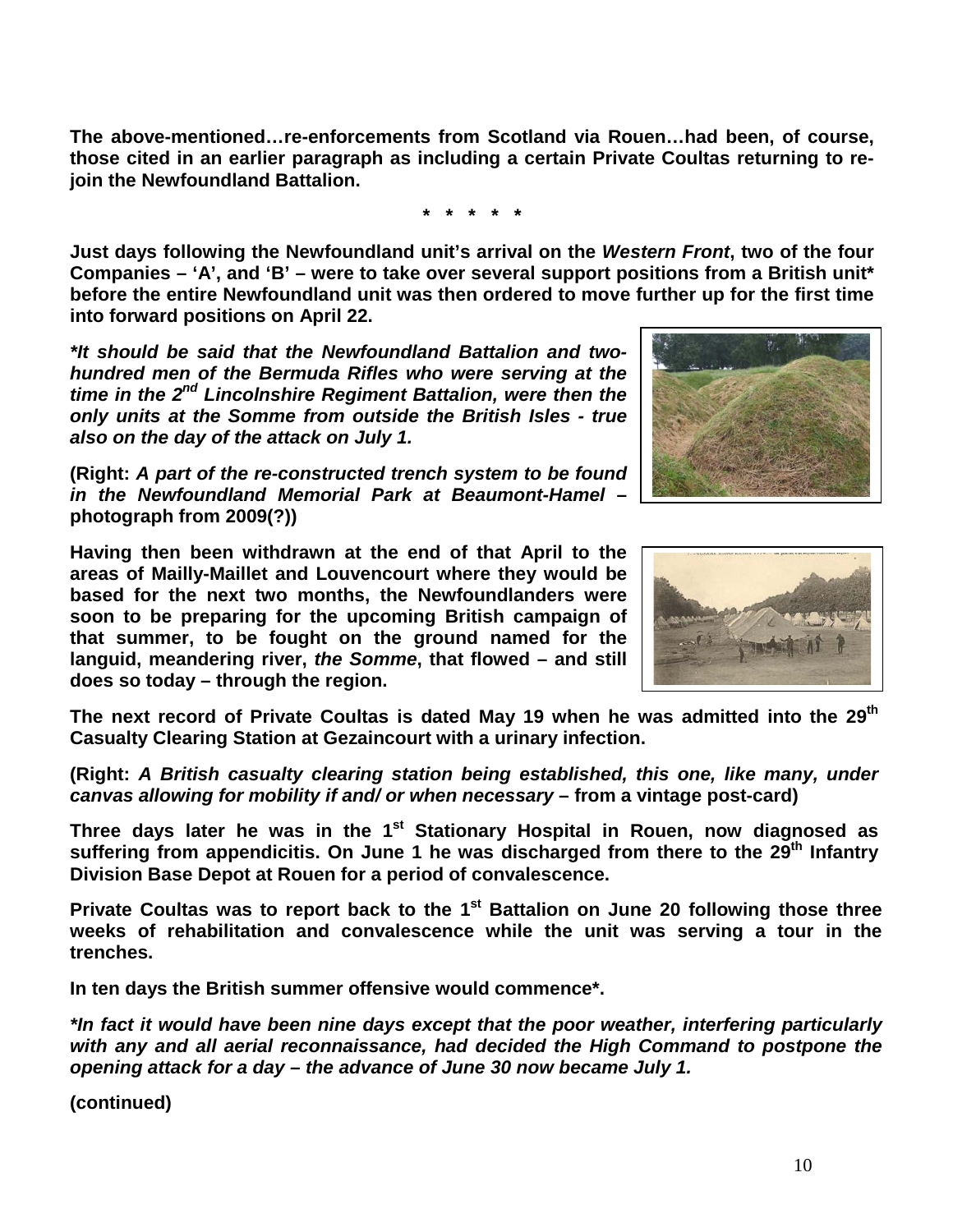**The above-mentioned…re-enforcements from Scotland via Rouen…had been, of course, those cited in an earlier paragraph as including a certain Private Coultas returning to re-join the Newfoundland Battalion.**

**\* \* \* \* \***

**Just days following the Newfoundland unit's arrival on the *Western Front*, two of the four Companies – 'A', and 'B' – were to take over several support positions from a British unit\* before the entire Newfoundland unit was then ordered to move further up for the first time into forward positions on April 22.**

***\*It should be said that the Newfoundland Battalion and two-hundred men of the Bermuda Rifles who were serving at the time in the 2nd Lincolnshire Regiment Battalion, were then the only units at the Somme from outside the British Isles - true also on the day of the attack on July 1.***

**(Right: *A part of the re-constructed trench system to be found in the Newfoundland Memorial Park at Beaumont-Hamel* – photograph from 2009(?))**

**Having then been withdrawn at the end of that April to the areas of Mailly-Maillet and Louvencourt where they would be based for the next two months, the Newfoundlanders were soon to be preparing for the upcoming British campaign of that summer, to be fought on the ground named for the languid, meandering river, *the Somme*, that flowed – and still does so today – through the region.**

**The next record of Private Coultas is dated May 19 when he was admitted into the 29th Casualty Clearing Station at Gezaincourt with a urinary infection.**

**(Right: *A British casualty clearing station being established, this one, like many, under canvas allowing for mobility if and/ or when necessary* – from a vintage post-card)**

**Three days later he was in the 1st Stationary Hospital in Rouen, now diagnosed as suffering from appendicitis. On June 1 he was discharged from there to the 29th Infantry Division Base Depot at Rouen for a period of convalescence.**

**Private Coultas was to report back to the 1st Battalion on June 20 following those three weeks of rehabilitation and convalescence while the unit was serving a tour in the trenches.**

**In ten days the British summer offensive would commence\*.**

***\*In fact it would have been nine days except that the poor weather, interfering particularly with any and all aerial reconnaissance, had decided the High Command to postpone the opening attack for a day – the advance of June 30 now became July 1.***

**(continued)**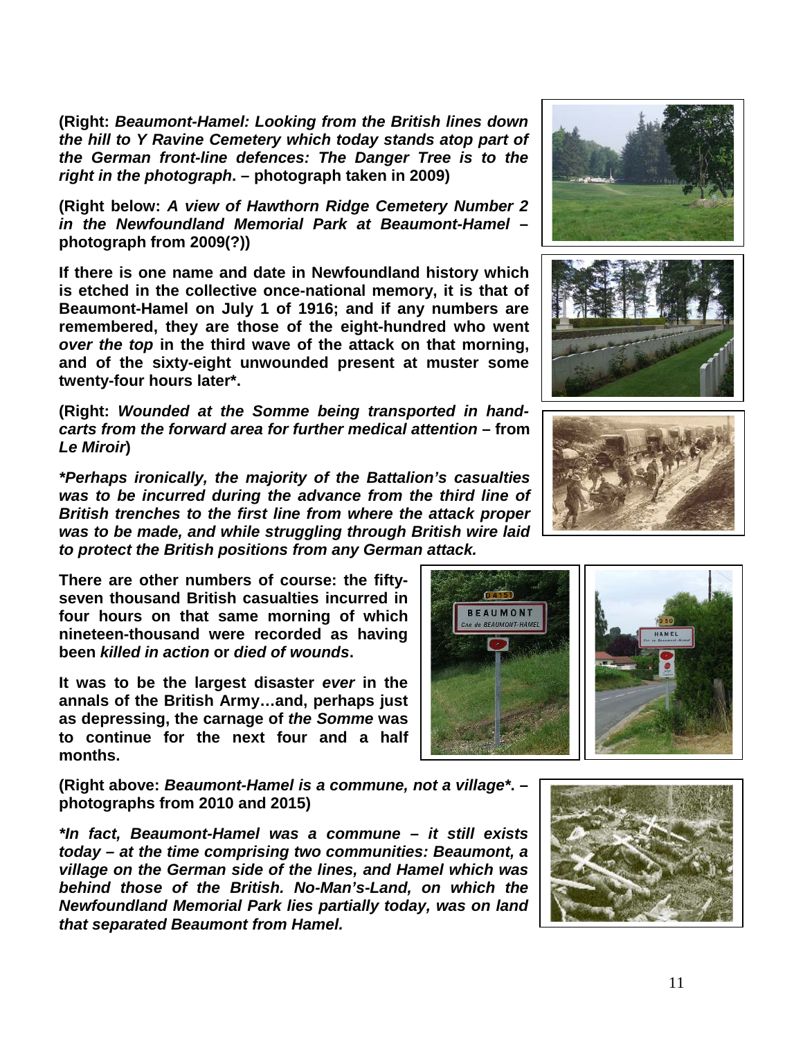**(Right: *Beaumont-Hamel: Looking from the British lines down the hill to Y Ravine Cemetery which today stands atop part of the German front-line defences: The Danger Tree is to the right in the photograph*. – photograph taken in 2009)**

**(Right below: *A view of Hawthorn Ridge Cemetery Number 2 in the Newfoundland Memorial Park at Beaumont-Hamel* – photograph from 2009(?))**

**If there is one name and date in Newfoundland history which is etched in the collective once-national memory, it is that of Beaumont-Hamel on July 1 of 1916; and if any numbers are remembered, they are those of the eight-hundred who went *over the top* in the third wave of the attack on that morning, and of the sixty-eight unwounded present at muster some twenty-four hours later*.**

**(Right: *Wounded at the Somme being transported in hand-carts from the forward area for further medical attention* – from *Le Miroir*)**

***\*Perhaps ironically, the majority of the Battalion's casualties was to be incurred during the advance from the third line of British trenches to the first line from where the attack proper was to be made, and while struggling through British wire laid to protect the British positions from any German attack.***

**There are other numbers of course: the fifty-seven thousand British casualties incurred in four hours on that same morning of which nineteen-thousand were recorded as having been *killed in action* or *died of wounds*.**

**It was to be the largest disaster *ever* in the annals of the British Army…and, perhaps just as depressing, the carnage of *the Somme* was to continue for the next four and a half months.**

**(Right above: *Beaumont-Hamel is a commune, not a village\**. – photographs from 2010 and 2015)**

***\*In fact, Beaumont-Hamel was a commune – it still exists today – at the time comprising two communities: Beaumont, a village on the German side of the lines, and Hamel which was behind those of the British. No-Man's-Land, on which the Newfoundland Memorial Park lies partially today, was on land that separated Beaumont from Hamel.***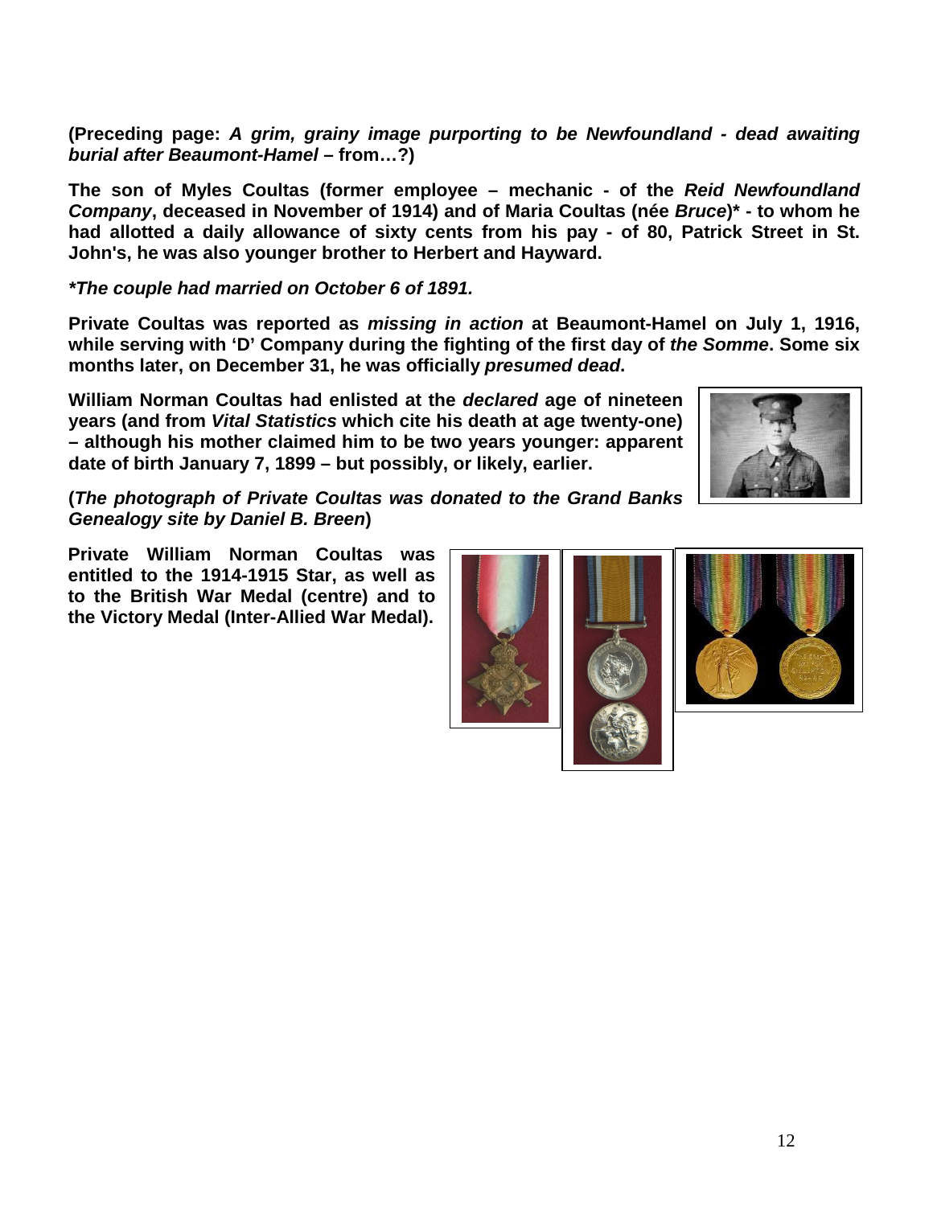**(Preceding page:** ***A grim, grainy image purporting to be Newfoundland - dead awaiting burial after Beaumont-Hamel*** **– from…?)**

**The son of Myles Coultas (former employee – mechanic - of the** ***Reid Newfoundland Company*****, deceased in November of 1914) and of Maria Coultas (née** ***Bruce*****)\* - to whom he had allotted a daily allowance of sixty cents from his pay - of 80, Patrick Street in St. John's, he was also younger brother to Herbert and Hayward.**

***\*The couple had married on October 6 of 1891.***

**Private Coultas was reported as** ***missing in action*** **at Beaumont-Hamel on July 1, 1916, while serving with 'D' Company during the fighting of the first day of** ***the Somme*****. Some six months later, on December 31, he was officially** ***presumed dead*****.**

**William Norman Coultas had enlisted at the** ***declared*** **age of nineteen years (and from** ***Vital Statistics*** **which cite his death at age twenty-one) – although his mother claimed him to be two years younger: apparent date of birth January 7, 1899 – but possibly, or likely, earlier.**

**(*****The photograph of Private Coultas was donated to the Grand Banks Genealogy site by Daniel B. Breen*****)**

**Private William Norman Coultas was entitled to the 1914-1915 Star, as well as to the British War Medal (centre) and to the Victory Medal (Inter-Allied War Medal).**